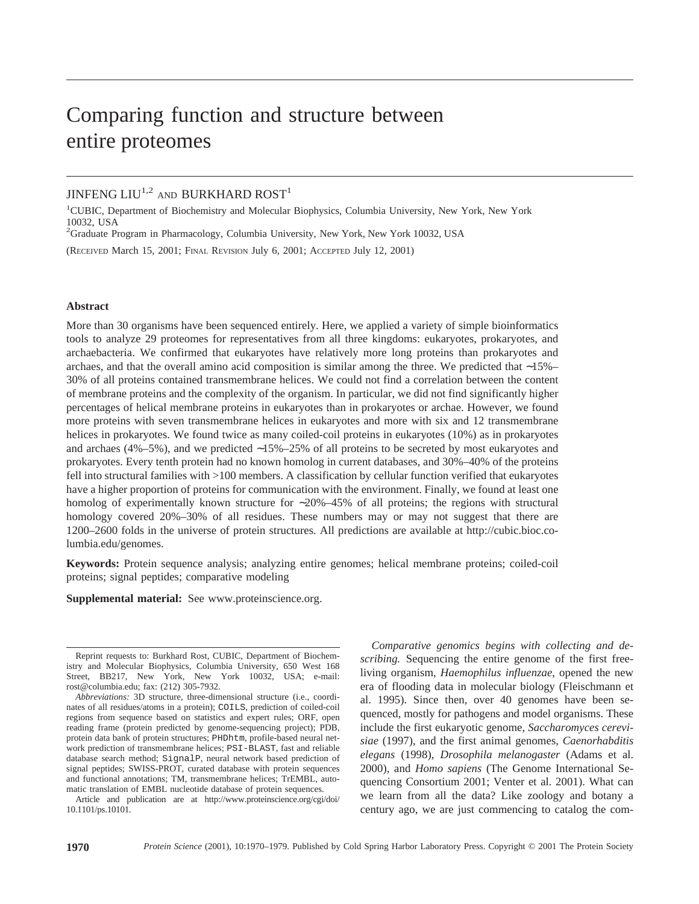# Comparing function and structure between entire proteomes

JINFENG LIU[1,2] AND BURKHARD ROST[1]

[1]CUBIC, Department of Biochemistry and Molecular Biophysics, Columbia University, New York, New York 10032, USA
[2]Graduate Program in Pharmacology, Columbia University, New York, New York 10032, USA

(Received March 15, 2001; Final Revision July 6, 2001; Accepted July 12, 2001)

## Abstract

More than 30 organisms have been sequenced entirely. Here, we applied a variety of simple bioinformatics tools to analyze 29 proteomes for representatives from all three kingdoms: eukaryotes, prokaryotes, and archaebacteria. We confirmed that eukaryotes have relatively more long proteins than prokaryotes and archaes, and that the overall amino acid composition is similar among the three. We predicted that ∼15%–30% of all proteins contained transmembrane helices. We could not find a correlation between the content of membrane proteins and the complexity of the organism. In particular, we did not find significantly higher percentages of helical membrane proteins in eukaryotes than in prokaryotes or archae. However, we found more proteins with seven transmembrane helices in eukaryotes and more with six and 12 transmembrane helices in prokaryotes. We found twice as many coiled-coil proteins in eukaryotes (10%) as in prokaryotes and archaes (4%–5%), and we predicted ∼15%–25% of all proteins to be secreted by most eukaryotes and prokaryotes. Every tenth protein had no known homolog in current databases, and 30%–40% of the proteins fell into structural families with >100 members. A classification by cellular function verified that eukaryotes have a higher proportion of proteins for communication with the environment. Finally, we found at least one homolog of experimentally known structure for ∼20%–45% of all proteins; the regions with structural homology covered 20%–30% of all residues. These numbers may or may not suggest that there are 1200–2600 folds in the universe of protein structures. All predictions are available at http://cubic.bioc.columbia.edu/genomes.

**Keywords:** Protein sequence analysis; analyzing entire genomes; helical membrane proteins; coiled-coil proteins; signal peptides; comparative modeling

**Supplemental material:** See www.proteinscience.org.

*Comparative genomics begins with collecting and describing.* Sequencing the entire genome of the first free-living organism, *Haemophilus influenzae*, opened the new era of flooding data in molecular biology (Fleischmann et al. 1995). Since then, over 40 genomes have been sequenced, mostly for pathogens and model organisms. These include the first eukaryotic genome, *Saccharomyces cerevisiae* (1997), and the first animal genomes, *Caenorhabditis elegans* (1998), *Drosophila melanogaster* (Adams et al. 2000), and *Homo sapiens* (The Genome International Sequencing Consortium 2001; Venter et al. 2001). What can we learn from all the data? Like zoology and botany a century ago, we are just commencing to catalog the com-

---

Reprint requests to: Burkhard Rost, CUBIC, Department of Biochemistry and Molecular Biophysics, Columbia University, 650 West 168 Street, BB217, New York, New York 10032, USA; e-mail: rost@columbia.edu; fax: (212) 305-7932.

*Abbreviations:* 3D structure, three-dimensional structure (i.e., coordinates of all residues/atoms in a protein); COILS, prediction of coiled-coil regions from sequence based on statistics and expert rules; ORF, open reading frame (protein predicted by genome-sequencing project); PDB, protein data bank of protein structures; PHDhtm, profile-based neural network prediction of transmembrane helices; PSI-BLAST, fast and reliable database search method; SignalP, neural network based prediction of signal peptides; SWISS-PROT, curated database with protein sequences and functional annotations; TM, transmembrane helices; TrEMBL, automatic translation of EMBL nucleotide database of protein sequences.

Article and publication are at http://www.proteinscience.org/cgi/doi/10.1101/ps.10101.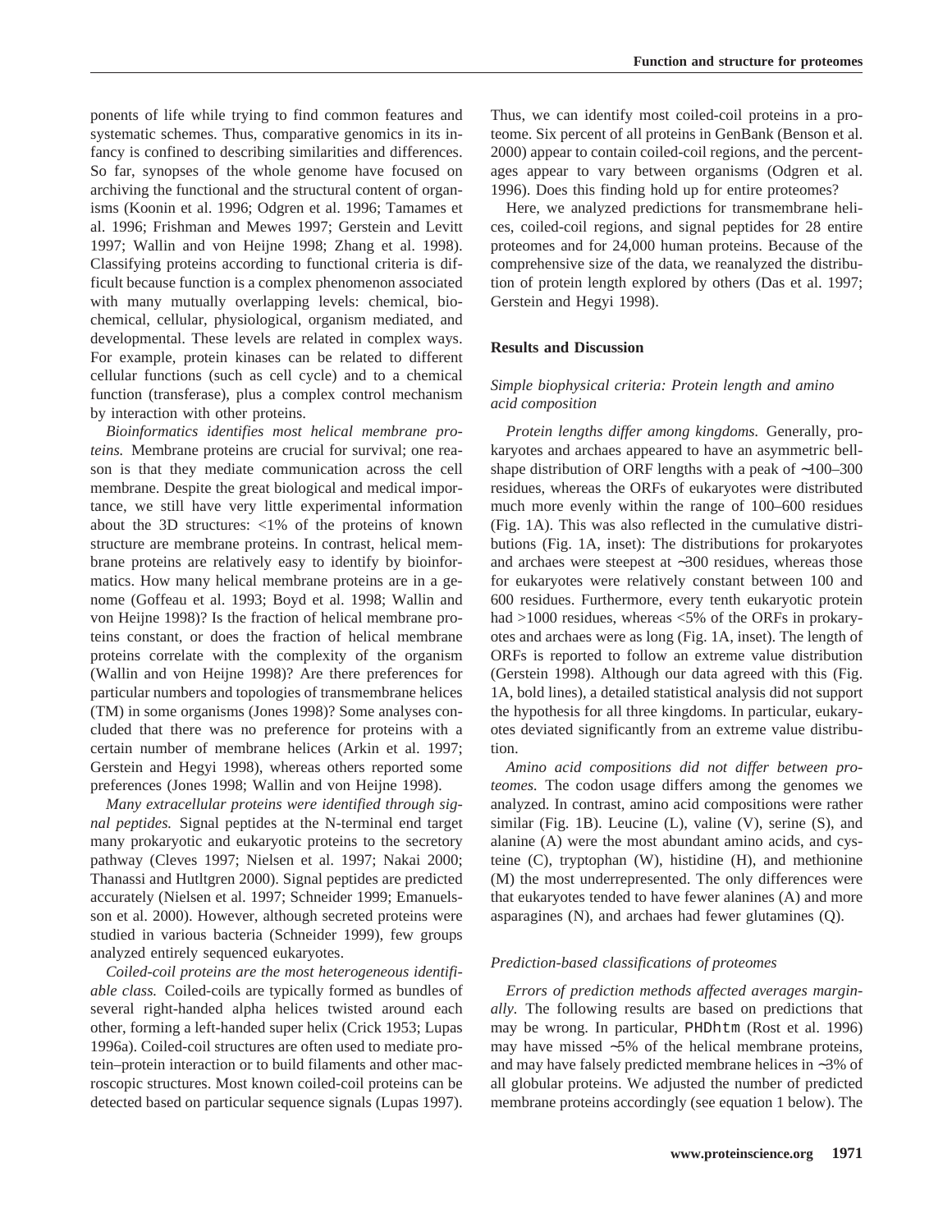ponents of life while trying to find common features and systematic schemes. Thus, comparative genomics in its infancy is confined to describing similarities and differences. So far, synopses of the whole genome have focused on archiving the functional and the structural content of organisms (Koonin et al. 1996; Odgren et al. 1996; Tamames et al. 1996; Frishman and Mewes 1997; Gerstein and Levitt 1997; Wallin and von Heijne 1998; Zhang et al. 1998). Classifying proteins according to functional criteria is difficult because function is a complex phenomenon associated with many mutually overlapping levels: chemical, biochemical, cellular, physiological, organism mediated, and developmental. These levels are related in complex ways. For example, protein kinases can be related to different cellular functions (such as cell cycle) and to a chemical function (transferase), plus a complex control mechanism by interaction with other proteins.

*Bioinformatics identifies most helical membrane proteins.* Membrane proteins are crucial for survival; one reason is that they mediate communication across the cell membrane. Despite the great biological and medical importance, we still have very little experimental information about the 3D structures: <1% of the proteins of known structure are membrane proteins. In contrast, helical membrane proteins are relatively easy to identify by bioinformatics. How many helical membrane proteins are in a genome (Goffeau et al. 1993; Boyd et al. 1998; Wallin and von Heijne 1998)? Is the fraction of helical membrane proteins constant, or does the fraction of helical membrane proteins correlate with the complexity of the organism (Wallin and von Heijne 1998)? Are there preferences for particular numbers and topologies of transmembrane helices (TM) in some organisms (Jones 1998)? Some analyses concluded that there was no preference for proteins with a certain number of membrane helices (Arkin et al. 1997; Gerstein and Hegyi 1998), whereas others reported some preferences (Jones 1998; Wallin and von Heijne 1998).

*Many extracellular proteins were identified through signal peptides.* Signal peptides at the N-terminal end target many prokaryotic and eukaryotic proteins to the secretory pathway (Cleves 1997; Nielsen et al. 1997; Nakai 2000; Thanassi and Hutltgren 2000). Signal peptides are predicted accurately (Nielsen et al. 1997; Schneider 1999; Emanuelsson et al. 2000). However, although secreted proteins were studied in various bacteria (Schneider 1999), few groups analyzed entirely sequenced eukaryotes.

*Coiled-coil proteins are the most heterogeneous identifiable class.* Coiled-coils are typically formed as bundles of several right-handed alpha helices twisted around each other, forming a left-handed super helix (Crick 1953; Lupas 1996a). Coiled-coil structures are often used to mediate protein–protein interaction or to build filaments and other macroscopic structures. Most known coiled-coil proteins can be detected based on particular sequence signals (Lupas 1997). Thus, we can identify most coiled-coil proteins in a proteome. Six percent of all proteins in GenBank (Benson et al. 2000) appear to contain coiled-coil regions, and the percentages appear to vary between organisms (Odgren et al. 1996). Does this finding hold up for entire proteomes?

Here, we analyzed predictions for transmembrane helices, coiled-coil regions, and signal peptides for 28 entire proteomes and for 24,000 human proteins. Because of the comprehensive size of the data, we reanalyzed the distribution of protein length explored by others (Das et al. 1997; Gerstein and Hegyi 1998).

## Results and Discussion

### *Simple biophysical criteria: Protein length and amino acid composition*

*Protein lengths differ among kingdoms.* Generally, prokaryotes and archaes appeared to have an asymmetric bell-shape distribution of ORF lengths with a peak of ∼100–300 residues, whereas the ORFs of eukaryotes were distributed much more evenly within the range of 100–600 residues (Fig. 1A). This was also reflected in the cumulative distributions (Fig. 1A, inset): The distributions for prokaryotes and archaes were steepest at ∼300 residues, whereas those for eukaryotes were relatively constant between 100 and 600 residues. Furthermore, every tenth eukaryotic protein had >1000 residues, whereas <5% of the ORFs in prokaryotes and archaes were as long (Fig. 1A, inset). The length of ORFs is reported to follow an extreme value distribution (Gerstein 1998). Although our data agreed with this (Fig. 1A, bold lines), a detailed statistical analysis did not support the hypothesis for all three kingdoms. In particular, eukaryotes deviated significantly from an extreme value distribution.

*Amino acid compositions did not differ between proteomes.* The codon usage differs among the genomes we analyzed. In contrast, amino acid compositions were rather similar (Fig. 1B). Leucine (L), valine (V), serine (S), and alanine (A) were the most abundant amino acids, and cysteine (C), tryptophan (W), histidine (H), and methionine (M) the most underrepresented. The only differences were that eukaryotes tended to have fewer alanines (A) and more asparagines (N), and archaes had fewer glutamines (Q).

### *Prediction-based classifications of proteomes*

*Errors of prediction methods affected averages marginally.* The following results are based on predictions that may be wrong. In particular, PHDhtm (Rost et al. 1996) may have missed ∼5% of the helical membrane proteins, and may have falsely predicted membrane helices in ∼3% of all globular proteins. We adjusted the number of predicted membrane proteins accordingly (see equation 1 below). The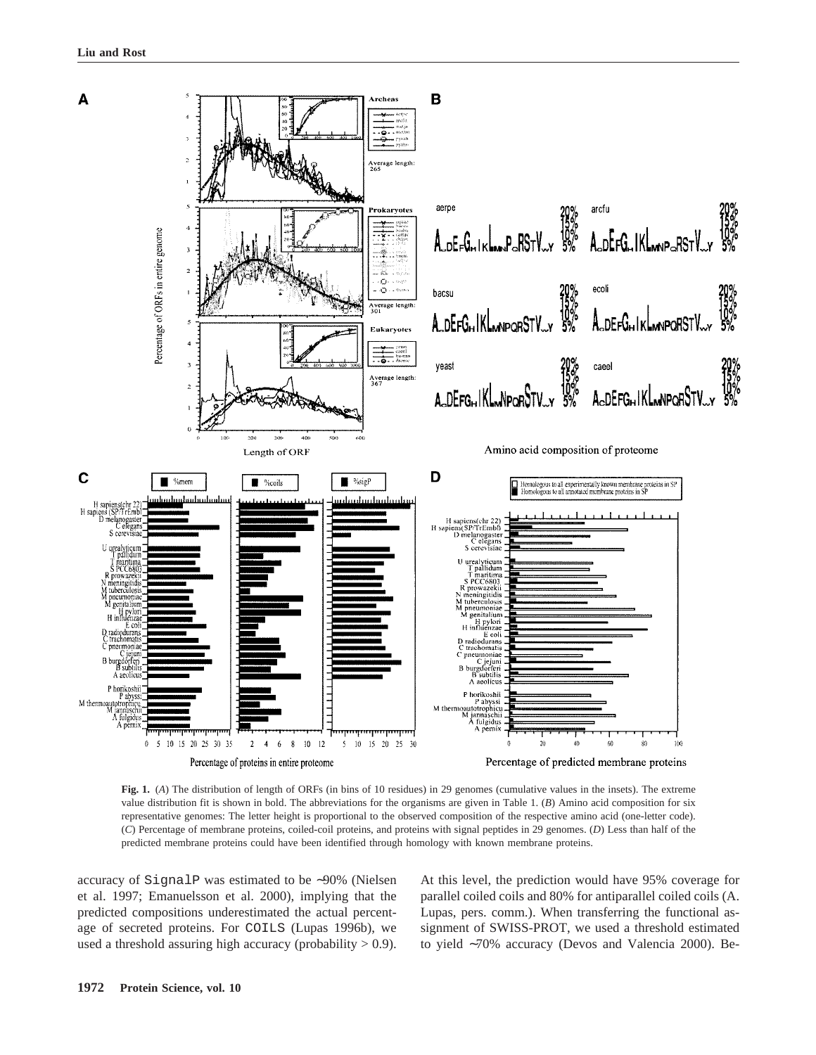**Fig. 1.** (*A*) The distribution of length of ORFs (in bins of 10 residues) in 29 genomes (cumulative values in the insets). The extreme value distribution fit is shown in bold. The abbreviations for the organisms are given in Table 1. (*B*) Amino acid composition for six representative genomes: The letter height is proportional to the observed composition of the respective amino acid (one-letter code). (*C*) Percentage of membrane proteins, coiled-coil proteins, and proteins with signal peptides in 29 genomes. (*D*) Less than half of the predicted membrane proteins could have been identified through homology with known membrane proteins.

accuracy of SignalP was estimated to be ~90% (Nielsen et al. 1997; Emanuelsson et al. 2000), implying that the predicted compositions underestimated the actual percentage of secreted proteins. For COILS (Lupas 1996b), we used a threshold assuring high accuracy (probability > 0.9). At this level, the prediction would have 95% coverage for parallel coiled coils and 80% for antiparallel coiled coils (A. Lupas, pers. comm.). When transferring the functional assignment of SWISS-PROT, we used a threshold estimated to yield ~70% accuracy (Devos and Valencia 2000). Be-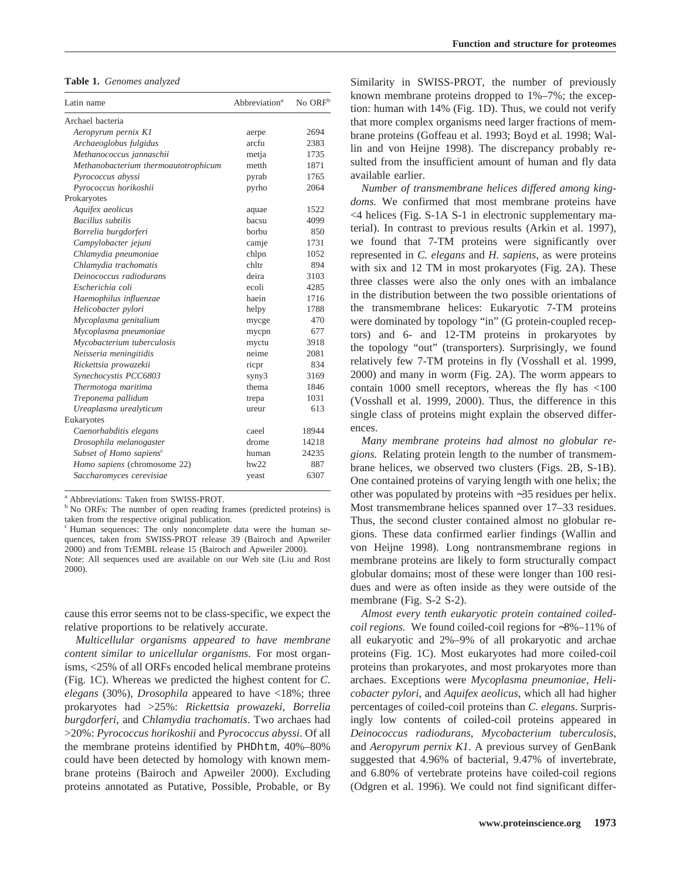**Table 1.** *Genomes analyzed*

| Latin name | Abbreviation[a] | No ORF[b] |
|---|---|---|
| Archael bacteria | | |
| *Aeropyrum pernix K1* | aerpe | 2694 |
| *Archaeoglobus fulgidus* | arcfu | 2383 |
| *Methanococcus jannaschii* | metja | 1735 |
| *Methanobacterium thermoautotrophicum* | metth | 1871 |
| *Pyrococcus abyssi* | pyrab | 1765 |
| *Pyrococcus horikoshii* | pyrho | 2064 |
| Prokaryotes | | |
| *Aquifex aeolicus* | aquae | 1522 |
| *Bacillus subtilis* | bacsu | 4099 |
| *Borrelia burgdorferi* | borbu | 850 |
| *Campylobacter jejuni* | camje | 1731 |
| *Chlamydia pneumoniae* | chlpn | 1052 |
| *Chlamydia trachomatis* | chltr | 894 |
| *Deinococcus radiodurans* | deira | 3103 |
| *Escherichia coli* | ecoli | 4285 |
| *Haemophilus influenzae* | haein | 1716 |
| *Helicobacter pylori* | helpy | 1788 |
| *Mycoplasma genitalium* | mycge | 470 |
| *Mycoplasma pneumoniae* | mycpn | 677 |
| *Mycobacterium tuberculosis* | myctu | 3918 |
| *Neisseria meningitidis* | neime | 2081 |
| *Rickettsia prowazekii* | ricpr | 834 |
| *Synechocystis PCC6803* | syny3 | 3169 |
| *Thermotoga maritima* | thema | 1846 |
| *Treponema pallidum* | trepa | 1031 |
| *Ureaplasma urealyticum* | ureur | 613 |
| Eukaryotes | | |
| *Caenorhabditis elegans* | caeel | 18944 |
| *Drosophila melanogaster* | drome | 14218 |
| *Subset of Homo sapiens*[c] | human | 24235 |
| *Homo sapiens* (chromosome 22) | hw22 | 887 |
| *Saccharomyces cerevisiae* | yeast | 6307 |

[a] Abbreviations: Taken from SWISS-PROT.
[b] No ORFs: The number of open reading frames (predicted proteins) is taken from the respective original publication.
[c] Human sequences: The only noncomplete data were the human sequences, taken from SWISS-PROT release 39 (Bairoch and Apweiler 2000) and from TrEMBL release 15 (Bairoch and Apweiler 2000).
Note: All sequences used are available on our Web site (Liu and Rost 2000).

cause this error seems not to be class-specific, we expect the relative proportions to be relatively accurate.

*Multicellular organisms appeared to have membrane content similar to unicellular organisms.* For most organisms, <25% of all ORFs encoded helical membrane proteins (Fig. 1C). Whereas we predicted the highest content for *C. elegans* (30%), *Drosophila* appeared to have <18%; three prokaryotes had >25%: *Rickettsia prowazeki*, *Borrelia burgdorferi*, and *Chlamydia trachomatis*. Two archaes had >20%: *Pyrococcus horikoshii* and *Pyrococcus abyssi*. Of all the membrane proteins identified by PHDhtm, 40%–80% could have been detected by homology with known membrane proteins (Bairoch and Apweiler 2000). Excluding proteins annotated as Putative, Possible, Probable, or By Similarity in SWISS-PROT, the number of previously known membrane proteins dropped to 1%–7%; the exception: human with 14% (Fig. 1D). Thus, we could not verify that more complex organisms need larger fractions of membrane proteins (Goffeau et al. 1993; Boyd et al. 1998; Wallin and von Heijne 1998). The discrepancy probably resulted from the insufficient amount of human and fly data available earlier.

*Number of transmembrane helices differed among kingdoms.* We confirmed that most membrane proteins have <4 helices (Fig. S-1A S-1 in electronic supplementary material). In contrast to previous results (Arkin et al. 1997), we found that 7-TM proteins were significantly over represented in *C. elegans* and *H. sapiens*, as were proteins with six and 12 TM in most prokaryotes (Fig. 2A). These three classes were also the only ones with an imbalance in the distribution between the two possible orientations of the transmembrane helices: Eukaryotic 7-TM proteins were dominated by topology "in" (G protein-coupled receptors) and 6- and 12-TM proteins in prokaryotes by the topology "out" (transporters). Surprisingly, we found relatively few 7-TM proteins in fly (Vosshall et al. 1999, 2000) and many in worm (Fig. 2A). The worm appears to contain 1000 smell receptors, whereas the fly has <100 (Vosshall et al. 1999, 2000). Thus, the difference in this single class of proteins might explain the observed differences.

*Many membrane proteins had almost no globular regions.* Relating protein length to the number of transmembrane helices, we observed two clusters (Figs. 2B, S-1B). One contained proteins of varying length with one helix; the other was populated by proteins with ~35 residues per helix. Most transmembrane helices spanned over 17–33 residues. Thus, the second cluster contained almost no globular regions. These data confirmed earlier findings (Wallin and von Heijne 1998). Long nontransmembrane regions in membrane proteins are likely to form structurally compact globular domains; most of these were longer than 100 residues and were as often inside as they were outside of the membrane (Fig. S-2 S-2).

*Almost every tenth eukaryotic protein contained coiled-coil regions.* We found coiled-coil regions for ~8%–11% of all eukaryotic and 2%–9% of all prokaryotic and archae proteins (Fig. 1C). Most eukaryotes had more coiled-coil proteins than prokaryotes, and most prokaryotes more than archaes. Exceptions were *Mycoplasma pneumoniae*, *Helicobacter pylori*, and *Aquifex aeolicus*, which all had higher percentages of coiled-coil proteins than *C. elegans*. Surprisingly low contents of coiled-coil proteins appeared in *Deinococcus radiodurans*, *Mycobacterium tuberculosis*, and *Aeropyrum pernix K1*. A previous survey of GenBank suggested that 4.96% of bacterial, 9.47% of invertebrate, and 6.80% of vertebrate proteins have coiled-coil regions (Odgren et al. 1996). We could not find significant differ-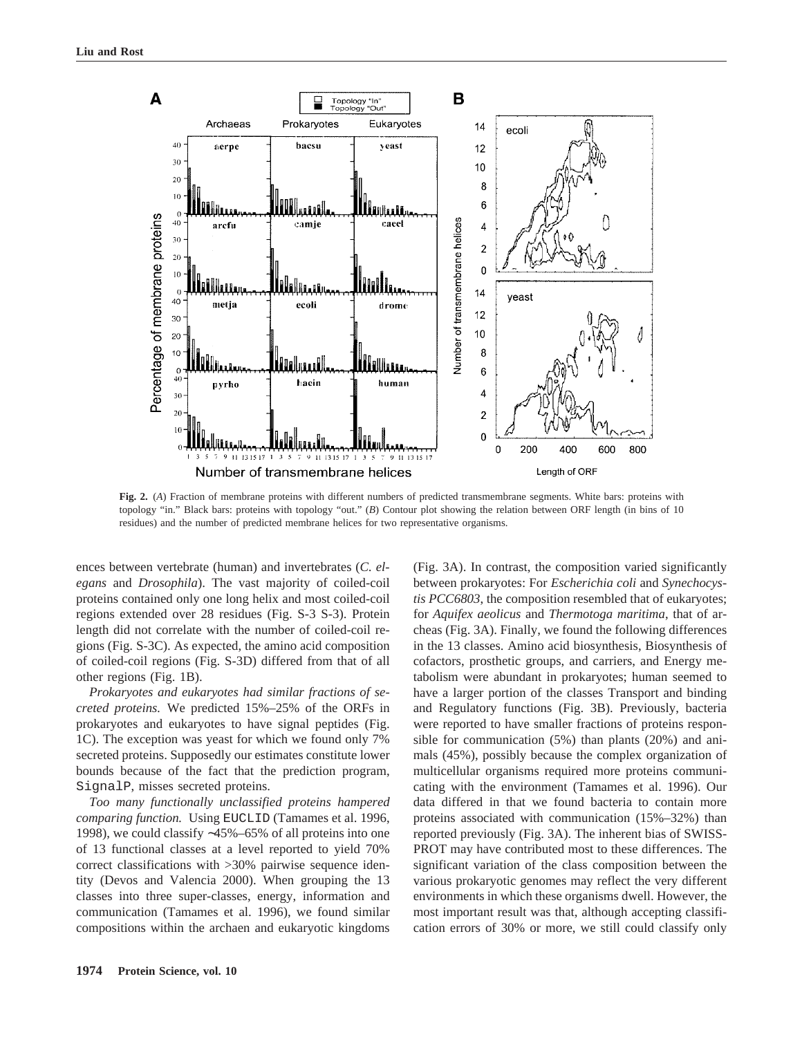**Fig. 2.** (*A*) Fraction of membrane proteins with different numbers of predicted transmembrane segments. White bars: proteins with topology "in." Black bars: proteins with topology "out." (*B*) Contour plot showing the relation between ORF length (in bins of 10 residues) and the number of predicted membrane helices for two representative organisms.

ences between vertebrate (human) and invertebrates (*C. elegans* and *Drosophila*). The vast majority of coiled-coil proteins contained only one long helix and most coiled-coil regions extended over 28 residues (Fig. S-3 S-3). Protein length did not correlate with the number of coiled-coil regions (Fig. S-3C). As expected, the amino acid composition of coiled-coil regions (Fig. S-3D) differed from that of all other regions (Fig. 1B).

*Prokaryotes and eukaryotes had similar fractions of secreted proteins.* We predicted 15%–25% of the ORFs in prokaryotes and eukaryotes to have signal peptides (Fig. 1C). The exception was yeast for which we found only 7% secreted proteins. Supposedly our estimates constitute lower bounds because of the fact that the prediction program, SignalP, misses secreted proteins.

*Too many functionally unclassified proteins hampered comparing function.* Using EUCLID (Tamames et al. 1996, 1998), we could classify ∼45%–65% of all proteins into one of 13 functional classes at a level reported to yield 70% correct classifications with >30% pairwise sequence identity (Devos and Valencia 2000). When grouping the 13 classes into three super-classes, energy, information and communication (Tamames et al. 1996), we found similar compositions within the archaen and eukaryotic kingdoms (Fig. 3A). In contrast, the composition varied significantly between prokaryotes: For *Escherichia coli* and *Synechocystis PCC6803*, the composition resembled that of eukaryotes; for *Aquifex aeolicus* and *Thermotoga maritima*, that of archeas (Fig. 3A). Finally, we found the following differences in the 13 classes. Amino acid biosynthesis, Biosynthesis of cofactors, prosthetic groups, and carriers, and Energy metabolism were abundant in prokaryotes; human seemed to have a larger portion of the classes Transport and binding and Regulatory functions (Fig. 3B). Previously, bacteria were reported to have smaller fractions of proteins responsible for communication (5%) than plants (20%) and animals (45%), possibly because the complex organization of multicellular organisms required more proteins communicating with the environment (Tamames et al. 1996). Our data differed in that we found bacteria to contain more proteins associated with communication (15%–32%) than reported previously (Fig. 3A). The inherent bias of SWISS-PROT may have contributed most to these differences. The significant variation of the class composition between the various prokaryotic genomes may reflect the very different environments in which these organisms dwell. However, the most important result was that, although accepting classification errors of 30% or more, we still could classify only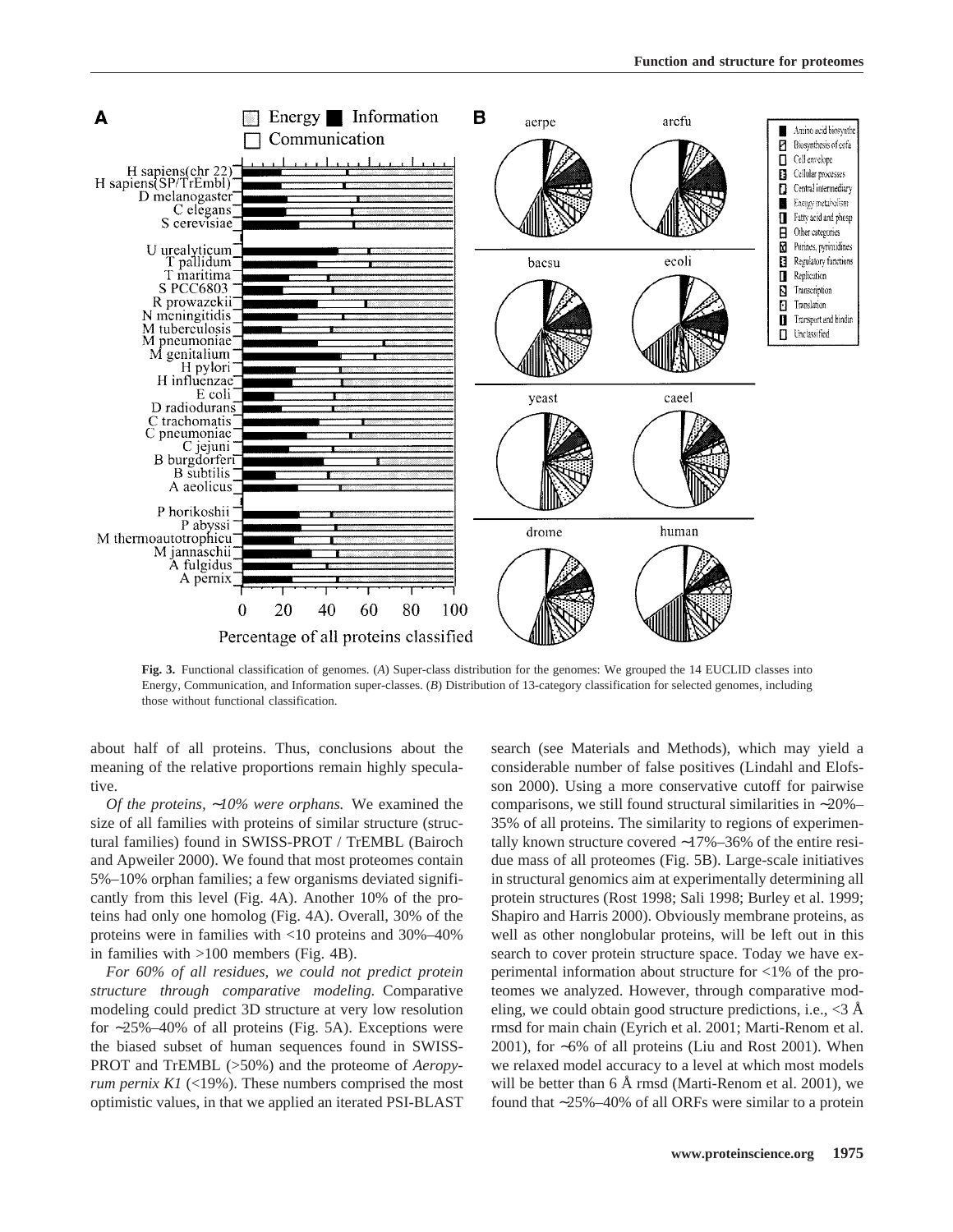**Fig. 3.** Functional classification of genomes. (*A*) Super-class distribution for the genomes: We grouped the 14 EUCLID classes into Energy, Communication, and Information super-classes. (*B*) Distribution of 13-category classification for selected genomes, including those without functional classification.

about half of all proteins. Thus, conclusions about the meaning of the relative proportions remain highly speculative.

*Of the proteins, ~10% were orphans.* We examined the size of all families with proteins of similar structure (structural families) found in SWISS-PROT / TrEMBL (Bairoch and Apweiler 2000). We found that most proteomes contain 5%–10% orphan families; a few organisms deviated significantly from this level (Fig. 4A). Another 10% of the proteins had only one homolog (Fig. 4A). Overall, 30% of the proteins were in families with <10 proteins and 30%–40% in families with >100 members (Fig. 4B).

*For 60% of all residues, we could not predict protein structure through comparative modeling.* Comparative modeling could predict 3D structure at very low resolution for ~25%–40% of all proteins (Fig. 5A). Exceptions were the biased subset of human sequences found in SWISS-PROT and TrEMBL (>50%) and the proteome of *Aeropyrum pernix K1* (<19%). These numbers comprised the most optimistic values, in that we applied an iterated PSI-BLAST search (see Materials and Methods), which may yield a considerable number of false positives (Lindahl and Elofsson 2000). Using a more conservative cutoff for pairwise comparisons, we still found structural similarities in ~20%–35% of all proteins. The similarity to regions of experimentally known structure covered ~17%–36% of the entire residue mass of all proteomes (Fig. 5B). Large-scale initiatives in structural genomics aim at experimentally determining all protein structures (Rost 1998; Sali 1998; Burley et al. 1999; Shapiro and Harris 2000). Obviously membrane proteins, as well as other nonglobular proteins, will be left out in this search to cover protein structure space. Today we have experimental information about structure for <1% of the proteomes we analyzed. However, through comparative modeling, we could obtain good structure predictions, i.e., <3 Å rmsd for main chain (Eyrich et al. 2001; Marti-Renom et al. 2001), for ~6% of all proteins (Liu and Rost 2001). When we relaxed model accuracy to a level at which most models will be better than 6 Å rmsd (Marti-Renom et al. 2001), we found that ~25%–40% of all ORFs were similar to a protein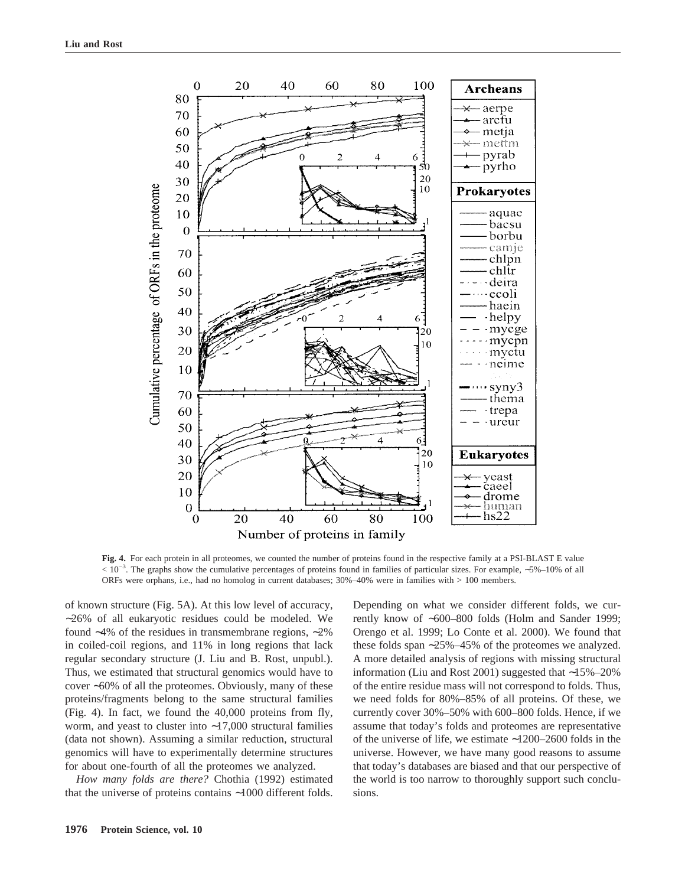**Fig. 4.** For each protein in all proteomes, we counted the number of proteins found in the respective family at a PSI-BLAST E value $< 10^{-3}$. The graphs show the cumulative percentages of proteins found in families of particular sizes. For example, ~5%–10% of all ORFs were orphans, i.e., had no homolog in current databases; 30%–40% were in families with > 100 members.

of known structure (Fig. 5A). At this low level of accuracy, ~26% of all eukaryotic residues could be modeled. We found ~4% of the residues in transmembrane regions, ~2% in coiled-coil regions, and 11% in long regions that lack regular secondary structure (J. Liu and B. Rost, unpubl.). Thus, we estimated that structural genomics would have to cover ~60% of all the proteomes. Obviously, many of these proteins/fragments belong to the same structural families (Fig. 4). In fact, we found the 40,000 proteins from fly, worm, and yeast to cluster into ~17,000 structural families (data not shown). Assuming a similar reduction, structural genomics will have to experimentally determine structures for about one-fourth of all the proteomes we analyzed.

*How many folds are there?* Chothia (1992) estimated that the universe of proteins contains ~1000 different folds. Depending on what we consider different folds, we currently know of ~600–800 folds (Holm and Sander 1999; Orengo et al. 1999; Lo Conte et al. 2000). We found that these folds span ~25%–45% of the proteomes we analyzed. A more detailed analysis of regions with missing structural information (Liu and Rost 2001) suggested that ~15%–20% of the entire residue mass will not correspond to folds. Thus, we need folds for 80%–85% of all proteins. Of these, we currently cover 30%–50% with 600–800 folds. Hence, if we assume that today's folds and proteomes are representative of the universe of life, we estimate ~1200–2600 folds in the universe. However, we have many good reasons to assume that today's databases are biased and that our perspective of the world is too narrow to thoroughly support such conclusions.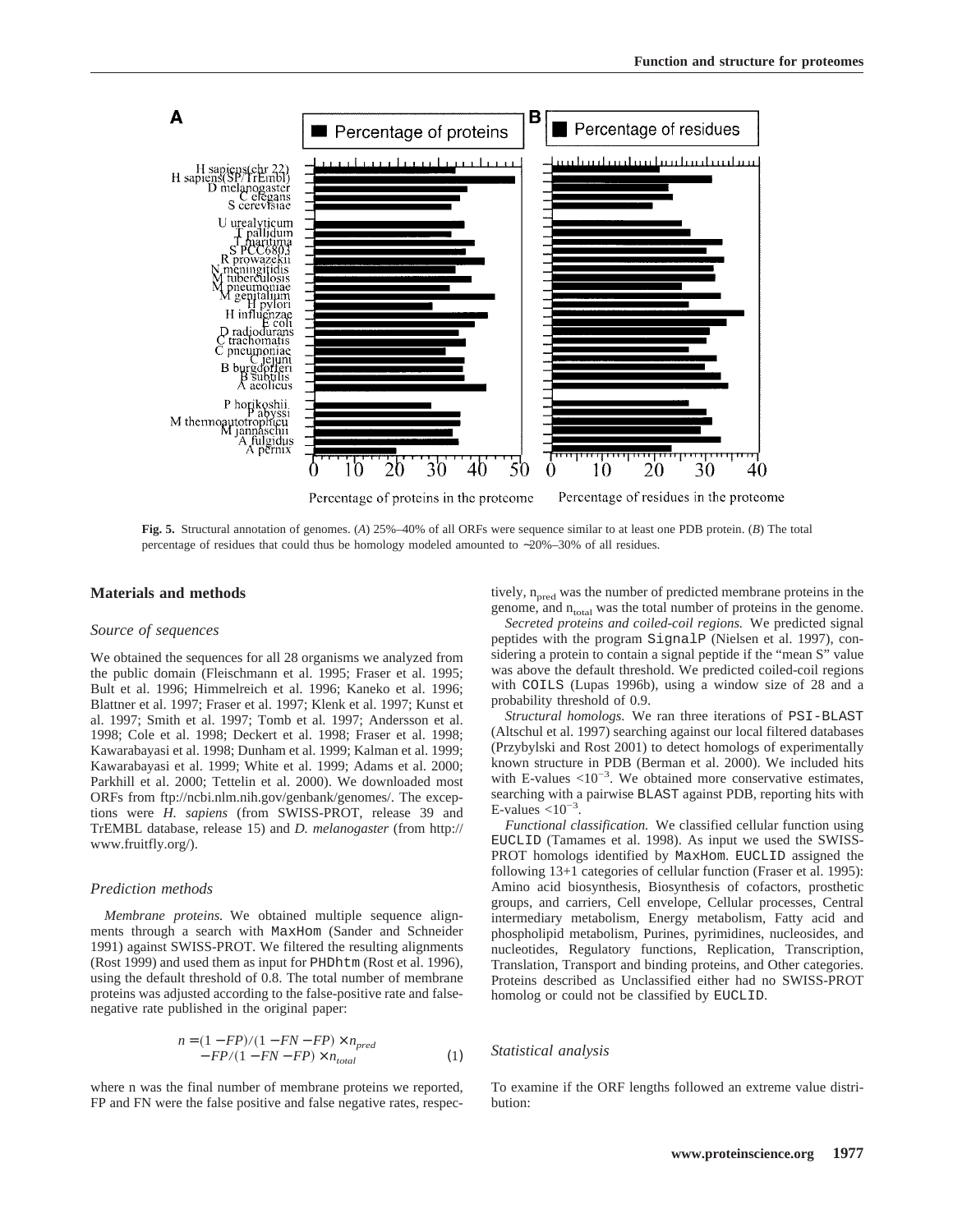**Fig. 5.** Structural annotation of genomes. (*A*) 25%–40% of all ORFs were sequence similar to at least one PDB protein. (*B*) The total percentage of residues that could thus be homology modeled amounted to ~20%–30% of all residues.

## Materials and methods

### Source of sequences

We obtained the sequences for all 28 organisms we analyzed from the public domain (Fleischmann et al. 1995; Fraser et al. 1995; Bult et al. 1996; Himmelreich et al. 1996; Kaneko et al. 1996; Blattner et al. 1997; Fraser et al. 1997; Klenk et al. 1997; Kunst et al. 1997; Smith et al. 1997; Tomb et al. 1997; Andersson et al. 1998; Cole et al. 1998; Deckert et al. 1998; Fraser et al. 1998; Kawarabayasi et al. 1998; Dunham et al. 1999; Kalman et al. 1999; Kawarabayasi et al. 1999; White et al. 1999; Adams et al. 2000; Parkhill et al. 2000; Tettelin et al. 2000). We downloaded most ORFs from ftp://ncbi.nlm.nih.gov/genbank/genomes/. The exceptions were *H. sapiens* (from SWISS-PROT, release 39 and TrEMBL database, release 15) and *D. melanogaster* (from http://www.fruitfly.org/).

### Prediction methods

*Membrane proteins.* We obtained multiple sequence alignments through a search with MaxHom (Sander and Schneider 1991) against SWISS-PROT. We filtered the resulting alignments (Rost 1999) and used them as input for PHDhtm (Rost et al. 1996), using the default threshold of 0.8. The total number of membrane proteins was adjusted according to the false-positive rate and false-negative rate published in the original paper:

$$n = (1 - FP)/(1 - FN - FP) \times n_{pred} - FP/(1 - FN - FP) \times n_{total} \quad (1)$$

where n was the final number of membrane proteins we reported, FP and FN were the false positive and false negative rates, respectively, $n_{pred}$ was the number of predicted membrane proteins in the genome, and $n_{total}$ was the total number of proteins in the genome.

*Secreted proteins and coiled-coil regions.* We predicted signal peptides with the program SignalP (Nielsen et al. 1997), considering a protein to contain a signal peptide if the "mean S" value was above the default threshold. We predicted coiled-coil regions with COILS (Lupas 1996b), using a window size of 28 and a probability threshold of 0.9.

*Structural homologs.* We ran three iterations of PSI-BLAST (Altschul et al. 1997) searching against our local filtered databases (Przybylski and Rost 2001) to detect homologs of experimentally known structure in PDB (Berman et al. 2000). We included hits with E-values $<10^{-3}$. We obtained more conservative estimates, searching with a pairwise BLAST against PDB, reporting hits with E-values $<10^{-3}$.

*Functional classification.* We classified cellular function using EUCLID (Tamames et al. 1998). As input we used the SWISS-PROT homologs identified by MaxHom. EUCLID assigned the following 13+1 categories of cellular function (Fraser et al. 1995): Amino acid biosynthesis, Biosynthesis of cofactors, prosthetic groups, and carriers, Cell envelope, Cellular processes, Central intermediary metabolism, Energy metabolism, Fatty acid and phospholipid metabolism, Purines, pyrimidines, nucleosides, and nucleotides, Regulatory functions, Replication, Transcription, Translation, Transport and binding proteins, and Other categories. Proteins described as Unclassified either had no SWISS-PROT homolog or could not be classified by EUCLID.

### Statistical analysis

To examine if the ORF lengths followed an extreme value distribution: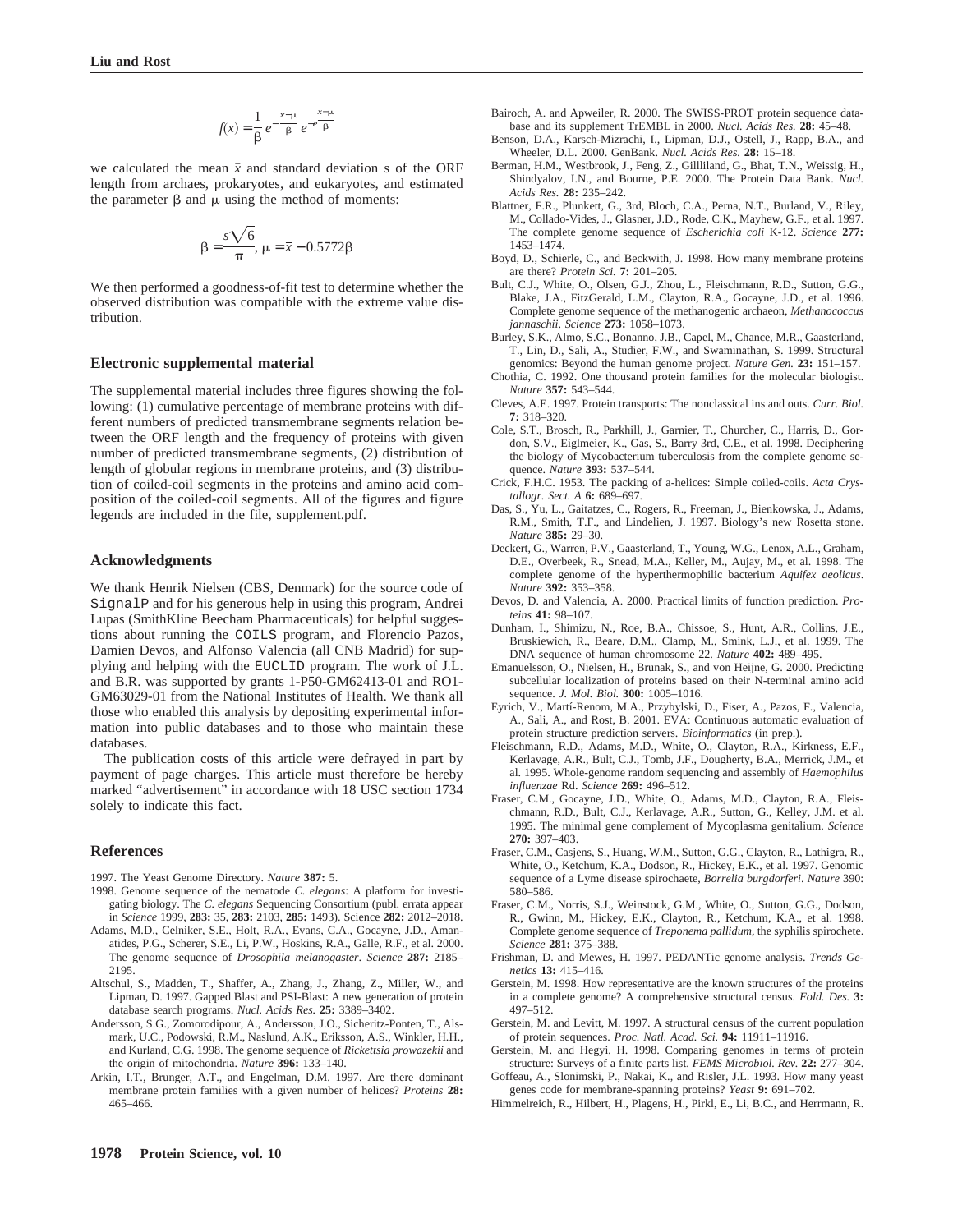$$f(x) = \frac{1}{\beta} e^{-\frac{x-\mu}{\beta}} e^{-e^{-\frac{x-\mu}{\beta}}}$$

we calculated the mean $\bar{x}$ and standard deviation s of the ORF length from archaes, prokaryotes, and eukaryotes, and estimated the parameter $\beta$ and $\mu$ using the method of moments:

$$\beta = \frac{s\sqrt{6}}{\pi},\ \mu = \bar{x} - 0.5772\beta$$

We then performed a goodness-of-fit test to determine whether the observed distribution was compatible with the extreme value distribution.

## Electronic supplemental material

The supplemental material includes three figures showing the following: (1) cumulative percentage of membrane proteins with different numbers of predicted transmembrane segments relation between the ORF length and the frequency of proteins with given number of predicted transmembrane segments, (2) distribution of length of globular regions in membrane proteins, and (3) distribution of coiled-coil segments in the proteins and amino acid composition of the coiled-coil segments. All of the figures and figure legends are included in the file, supplement.pdf.

## Acknowledgments

We thank Henrik Nielsen (CBS, Denmark) for the source code of SignalP and for his generous help in using this program, Andrei Lupas (SmithKline Beecham Pharmaceuticals) for helpful suggestions about running the COILS program, and Florencio Pazos, Damien Devos, and Alfonso Valencia (all CNB Madrid) for supplying and helping with the EUCLID program. The work of J.L. and B.R. was supported by grants 1-P50-GM62413-01 and RO1-GM63029-01 from the National Institutes of Health. We thank all those who enabled this analysis by depositing experimental information into public databases and to those who maintain these databases.

The publication costs of this article were defrayed in part by payment of page charges. This article must therefore be hereby marked "advertisement" in accordance with 18 USC section 1734 solely to indicate this fact.

## References

1997. The Yeast Genome Directory. *Nature* **387:** 5.

1998. Genome sequence of the nematode *C. elegans*: A platform for investigating biology. The *C. elegans* Sequencing Consortium (publ. errata appear in *Science* 1999, **283:** 35, **283:** 2103, **285:** 1493). Science **282:** 2012–2018.

Adams, M.D., Celniker, S.E., Holt, R.A., Evans, C.A., Gocayne, J.D., Amanatides, P.G., Scherer, S.E., Li, P.W., Hoskins, R.A., Galle, R.F., et al. 2000. The genome sequence of *Drosophila melanogaster*. *Science* **287:** 2185–2195.

Altschul, S., Madden, T., Shaffer, A., Zhang, J., Zhang, Z., Miller, W., and Lipman, D. 1997. Gapped Blast and PSI-Blast: A new generation of protein database search programs. *Nucl. Acids Res.* **25:** 3389–3402.

Andersson, S.G., Zomorodipour, A., Andersson, J.O., Sicheritz-Ponten, T., Alsmark, U.C., Podowski, R.M., Naslund, A.K., Eriksson, A.S., Winkler, H.H., and Kurland, C.G. 1998. The genome sequence of *Rickettsia prowazekii* and the origin of mitochondria. *Nature* **396:** 133–140.

Arkin, I.T., Brunger, A.T., and Engelman, D.M. 1997. Are there dominant membrane protein families with a given number of helices? *Proteins* **28:** 465–466.

Bairoch, A. and Apweiler, R. 2000. The SWISS-PROT protein sequence database and its supplement TrEMBL in 2000. *Nucl. Acids Res.* **28:** 45–48.

Benson, D.A., Karsch-Mizrachi, I., Lipman, D.J., Ostell, J., Rapp, B.A., and Wheeler, D.L. 2000. GenBank. *Nucl. Acids Res.* **28:** 15–18.

Berman, H.M., Westbrook, J., Feng, Z., Gillliland, G., Bhat, T.N., Weissig, H., Shindyalov, I.N., and Bourne, P.E. 2000. The Protein Data Bank. *Nucl. Acids Res.* **28:** 235–242.

Blattner, F.R., Plunkett, G., 3rd, Bloch, C.A., Perna, N.T., Burland, V., Riley, M., Collado-Vides, J., Glasner, J.D., Rode, C.K., Mayhew, G.F., et al. 1997. The complete genome sequence of *Escherichia coli* K-12. *Science* **277:** 1453–1474.

Boyd, D., Schierle, C., and Beckwith, J. 1998. How many membrane proteins are there? *Protein Sci.* **7:** 201–205.

Bult, C.J., White, O., Olsen, G.J., Zhou, L., Fleischmann, R.D., Sutton, G.G., Blake, J.A., FitzGerald, L.M., Clayton, R.A., Gocayne, J.D., et al. 1996. Complete genome sequence of the methanogenic archaeon, *Methanococcus jannaschii*. *Science* **273:** 1058–1073.

Burley, S.K., Almo, S.C., Bonanno, J.B., Capel, M., Chance, M.R., Gaasterland, T., Lin, D., Sali, A., Studier, F.W., and Swaminathan, S. 1999. Structural genomics: Beyond the human genome project. *Nature Gen.* **23:** 151–157.

Chothia, C. 1992. One thousand protein families for the molecular biologist. *Nature* **357:** 543–544.

Cleves, A.E. 1997. Protein transports: The nonclassical ins and outs. *Curr. Biol.* **7:** 318–320.

Cole, S.T., Brosch, R., Parkhill, J., Garnier, T., Churcher, C., Harris, D., Gordon, S.V., Eiglmeier, K., Gas, S., Barry 3rd, C.E., et al. 1998. Deciphering the biology of Mycobacterium tuberculosis from the complete genome sequence. *Nature* **393:** 537–544.

Crick, F.H.C. 1953. The packing of a-helices: Simple coiled-coils. *Acta Crystallogr. Sect. A* **6:** 689–697.

Das, S., Yu, L., Gaitatzes, C., Rogers, R., Freeman, J., Bienkowska, J., Adams, R.M., Smith, T.F., and Lindelien, J. 1997. Biology's new Rosetta stone. *Nature* **385:** 29–30.

Deckert, G., Warren, P.V., Gaasterland, T., Young, W.G., Lenox, A.L., Graham, D.E., Overbeek, R., Snead, M.A., Keller, M., Aujay, M., et al. 1998. The complete genome of the hyperthermophilic bacterium *Aquifex aeolicus*. *Nature* **392:** 353–358.

Devos, D. and Valencia, A. 2000. Practical limits of function prediction. *Proteins* **41:** 98–107.

Dunham, I., Shimizu, N., Roe, B.A., Chissoe, S., Hunt, A.R., Collins, J.E., Bruskiewich, R., Beare, D.M., Clamp, M., Smink, L.J., et al. 1999. The DNA sequence of human chromosome 22. *Nature* **402:** 489–495.

Emanuelsson, O., Nielsen, H., Brunak, S., and von Heijne, G. 2000. Predicting subcellular localization of proteins based on their N-terminal amino acid sequence. *J. Mol. Biol.* **300:** 1005–1016.

Eyrich, V., Martí-Renom, M.A., Przybylski, D., Fiser, A., Pazos, F., Valencia, A., Sali, A., and Rost, B. 2001. EVA: Continuous automatic evaluation of protein structure prediction servers. *Bioinformatics* (in prep.).

Fleischmann, R.D., Adams, M.D., White, O., Clayton, R.A., Kirkness, E.F., Kerlavage, A.R., Bult, C.J., Tomb, J.F., Dougherty, B.A., Merrick, J.M., et al. 1995. Whole-genome random sequencing and assembly of *Haemophilus influenzae* Rd. *Science* **269:** 496–512.

Fraser, C.M., Gocayne, J.D., White, O., Adams, M.D., Clayton, R.A., Fleischmann, R.D., Bult, C.J., Kerlavage, A.R., Sutton, G., Kelley, J.M. et al. 1995. The minimal gene complement of Mycoplasma genitalium. *Science* **270:** 397–403.

Fraser, C.M., Casjens, S., Huang, W.M., Sutton, G.G., Clayton, R., Lathigra, R., White, O., Ketchum, K.A., Dodson, R., Hickey, E.K., et al. 1997. Genomic sequence of a Lyme disease spirochaete, *Borrelia burgdorferi*. *Nature* 390: 580–586.

Fraser, C.M., Norris, S.J., Weinstock, G.M., White, O., Sutton, G.G., Dodson, R., Gwinn, M., Hickey, E.K., Clayton, R., Ketchum, K.A., et al. 1998. Complete genome sequence of *Treponema pallidum*, the syphilis spirochete. *Science* **281:** 375–388.

Frishman, D. and Mewes, H. 1997. PEDANTic genome analysis. *Trends Genetics* **13:** 415–416.

Gerstein, M. 1998. How representative are the known structures of the proteins in a complete genome? A comprehensive structural census. *Fold. Des.* **3:** 497–512.

Gerstein, M. and Levitt, M. 1997. A structural census of the current population of protein sequences. *Proc. Natl. Acad. Sci.* **94:** 11911–11916.

Gerstein, M. and Hegyi, H. 1998. Comparing genomes in terms of protein structure: Surveys of a finite parts list. *FEMS Microbiol. Rev.* **22:** 277–304.

Goffeau, A., Slonimski, P., Nakai, K., and Risler, J.L. 1993. How many yeast genes code for membrane-spanning proteins? *Yeast* **9:** 691–702.

Himmelreich, R., Hilbert, H., Plagens, H., Pirkl, E., Li, B.C., and Herrmann, R.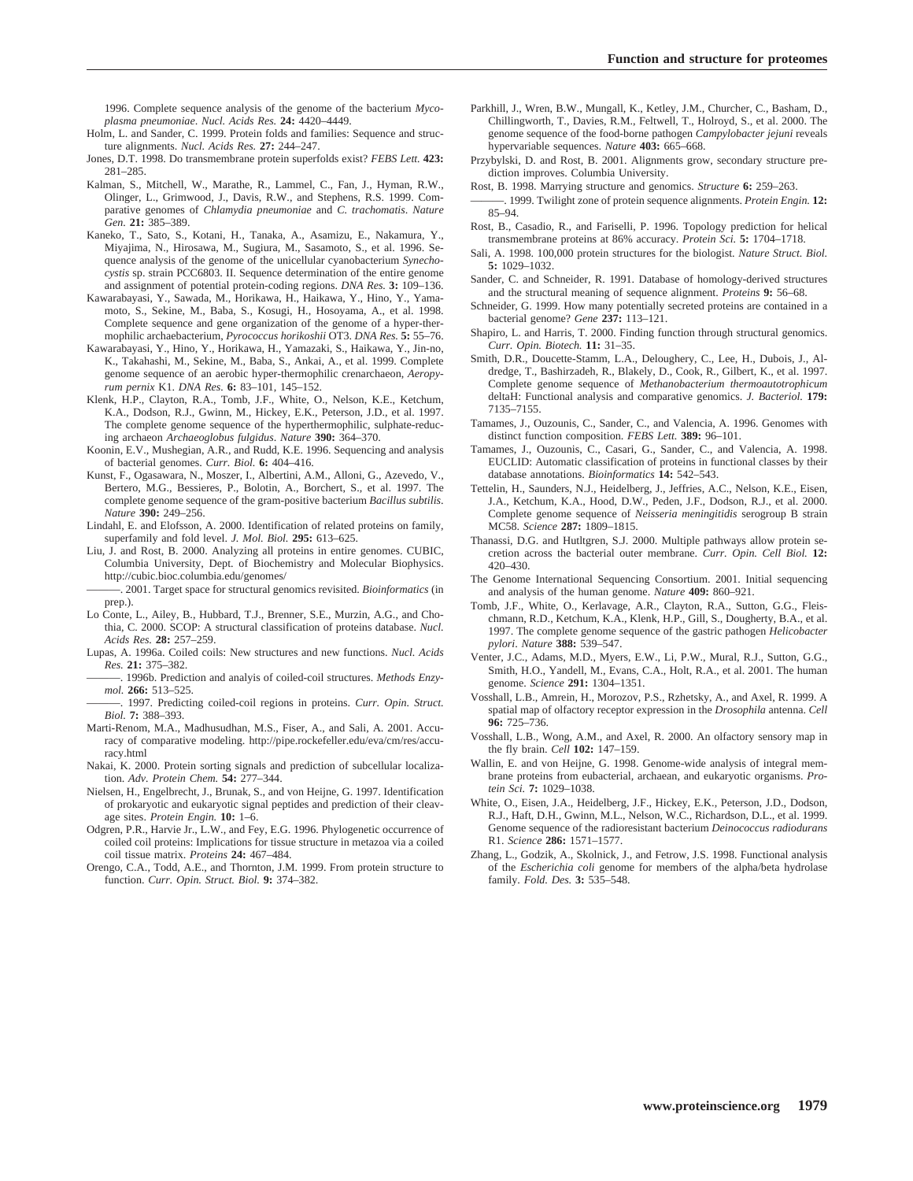1996. Complete sequence analysis of the genome of the bacterium *Mycoplasma pneumoniae*. *Nucl. Acids Res.* **24:** 4420–4449.

Holm, L. and Sander, C. 1999. Protein folds and families: Sequence and structure alignments. *Nucl. Acids Res.* **27:** 244–247.

Jones, D.T. 1998. Do transmembrane protein superfolds exist? *FEBS Lett.* **423:** 281–285.

Kalman, S., Mitchell, W., Marathe, R., Lammel, C., Fan, J., Hyman, R.W., Olinger, L., Grimwood, J., Davis, R.W., and Stephens, R.S. 1999. Comparative genomes of *Chlamydia pneumoniae* and *C. trachomatis*. *Nature Gen.* **21:** 385–389.

Kaneko, T., Sato, S., Kotani, H., Tanaka, A., Asamizu, E., Nakamura, Y., Miyajima, N., Hirosawa, M., Sugiura, M., Sasamoto, S., et al. 1996. Sequence analysis of the genome of the unicellular cyanobacterium *Synechocystis* sp. strain PCC6803. II. Sequence determination of the entire genome and assignment of potential protein-coding regions. *DNA Res.* **3:** 109–136.

Kawarabayasi, Y., Sawada, M., Horikawa, H., Haikawa, Y., Hino, Y., Yamamoto, S., Sekine, M., Baba, S., Kosugi, H., Hosoyama, A., et al. 1998. Complete sequence and gene organization of the genome of a hyper-thermophilic archaebacterium, *Pyrococcus horikoshii* OT3. *DNA Res.* **5:** 55–76.

Kawarabayasi, Y., Hino, Y., Horikawa, H., Yamazaki, S., Haikawa, Y., Jin-no, K., Takahashi, M., Sekine, M., Baba, S., Ankai, A., et al. 1999. Complete genome sequence of an aerobic hyper-thermophilic crenarchaeon, *Aeropyrum pernix* K1. *DNA Res.* **6:** 83–101, 145–152.

Klenk, H.P., Clayton, R.A., Tomb, J.F., White, O., Nelson, K.E., Ketchum, K.A., Dodson, R.J., Gwinn, M., Hickey, E.K., Peterson, J.D., et al. 1997. The complete genome sequence of the hyperthermophilic, sulphate-reducing archaeon *Archaeoglobus fulgidus*. *Nature* **390:** 364–370.

Koonin, E.V., Mushegian, A.R., and Rudd, K.E. 1996. Sequencing and analysis of bacterial genomes. *Curr. Biol.* **6:** 404–416.

Kunst, F., Ogasawara, N., Moszer, I., Albertini, A.M., Alloni, G., Azevedo, V., Bertero, M.G., Bessieres, P., Bolotin, A., Borchert, S., et al. 1997. The complete genome sequence of the gram-positive bacterium *Bacillus subtilis*. *Nature* **390:** 249–256.

Lindahl, E. and Elofsson, A. 2000. Identification of related proteins on family, superfamily and fold level. *J. Mol. Biol.* **295:** 613–625.

Liu, J. and Rost, B. 2000. Analyzing all proteins in entire genomes. CUBIC, Columbia University, Dept. of Biochemistry and Molecular Biophysics. http://cubic.bioc.columbia.edu/genomes/

———. 2001. Target space for structural genomics revisited. *Bioinformatics* (in prep.).

Lo Conte, L., Ailey, B., Hubbard, T.J., Brenner, S.E., Murzin, A.G., and Chothia, C. 2000. SCOP: A structural classification of proteins database. *Nucl. Acids Res.* **28:** 257–259.

Lupas, A. 1996a. Coiled coils: New structures and new functions. *Nucl. Acids Res.* **21:** 375–382.

———. 1996b. Prediction and analyis of coiled-coil structures. *Methods Enzymol.* **266:** 513–525.

———. 1997. Predicting coiled-coil regions in proteins. *Curr. Opin. Struct. Biol.* **7:** 388–393.

Marti-Renom, M.A., Madhusudhan, M.S., Fiser, A., and Sali, A. 2001. Accuracy of comparative modeling. http://pipe.rockefeller.edu/eva/cm/res/accuracy.html

Nakai, K. 2000. Protein sorting signals and prediction of subcellular localization. *Adv. Protein Chem.* **54:** 277–344.

Nielsen, H., Engelbrecht, J., Brunak, S., and von Heijne, G. 1997. Identification of prokaryotic and eukaryotic signal peptides and prediction of their cleavage sites. *Protein Engin.* **10:** 1–6.

Odgren, P.R., Harvie Jr., L.W., and Fey, E.G. 1996. Phylogenetic occurrence of coiled coil proteins: Implications for tissue structure in metazoa via a coiled coil tissue matrix. *Proteins* **24:** 467–484.

Orengo, C.A., Todd, A.E., and Thornton, J.M. 1999. From protein structure to function. *Curr. Opin. Struct. Biol.* **9:** 374–382.

Parkhill, J., Wren, B.W., Mungall, K., Ketley, J.M., Churcher, C., Basham, D., Chillingworth, T., Davies, R.M., Feltwell, T., Holroyd, S., et al. 2000. The genome sequence of the food-borne pathogen *Campylobacter jejuni* reveals hypervariable sequences. *Nature* **403:** 665–668.

Przybylski, D. and Rost, B. 2001. Alignments grow, secondary structure prediction improves. Columbia University.

Rost, B. 1998. Marrying structure and genomics. *Structure* **6:** 259–263.

———. 1999. Twilight zone of protein sequence alignments. *Protein Engin.* **12:** 85–94.

Rost, B., Casadio, R., and Fariselli, P. 1996. Topology prediction for helical transmembrane proteins at 86% accuracy. *Protein Sci.* **5:** 1704–1718.

Sali, A. 1998. 100,000 protein structures for the biologist. *Nature Struct. Biol.* **5:** 1029–1032.

Sander, C. and Schneider, R. 1991. Database of homology-derived structures and the structural meaning of sequence alignment. *Proteins* **9:** 56–68.

Schneider, G. 1999. How many potentially secreted proteins are contained in a bacterial genome? *Gene* **237:** 113–121.

Shapiro, L. and Harris, T. 2000. Finding function through structural genomics. *Curr. Opin. Biotech.* **11:** 31–35.

Smith, D.R., Doucette-Stamm, L.A., Deloughery, C., Lee, H., Dubois, J., Aldredge, T., Bashirzadeh, R., Blakely, D., Cook, R., Gilbert, K., et al. 1997. Complete genome sequence of *Methanobacterium thermoautotrophicum* deltaH: Functional analysis and comparative genomics. *J. Bacteriol.* **179:** 7135–7155.

Tamames, J., Ouzounis, C., Sander, C., and Valencia, A. 1996. Genomes with distinct function composition. *FEBS Lett.* **389:** 96–101.

Tamames, J., Ouzounis, C., Casari, G., Sander, C., and Valencia, A. 1998. EUCLID: Automatic classification of proteins in functional classes by their database annotations. *Bioinformatics* **14:** 542–543.

Tettelin, H., Saunders, N.J., Heidelberg, J., Jeffries, A.C., Nelson, K.E., Eisen, J.A., Ketchum, K.A., Hood, D.W., Peden, J.F., Dodson, R.J., et al. 2000. Complete genome sequence of *Neisseria meningitidis* serogroup B strain MC58. *Science* **287:** 1809–1815.

Thanassi, D.G. and Hutltgren, S.J. 2000. Multiple pathways allow protein secretion across the bacterial outer membrane. *Curr. Opin. Cell Biol.* **12:** 420–430.

The Genome International Sequencing Consortium. 2001. Initial sequencing and analysis of the human genome. *Nature* **409:** 860–921.

Tomb, J.F., White, O., Kerlavage, A.R., Clayton, R.A., Sutton, G.G., Fleischmann, R.D., Ketchum, K.A., Klenk, H.P., Gill, S., Dougherty, B.A., et al. 1997. The complete genome sequence of the gastric pathogen *Helicobacter pylori*. *Nature* **388:** 539–547.

Venter, J.C., Adams, M.D., Myers, E.W., Li, P.W., Mural, R.J., Sutton, G.G., Smith, H.O., Yandell, M., Evans, C.A., Holt, R.A., et al. 2001. The human genome. *Science* **291:** 1304–1351.

Vosshall, L.B., Amrein, H., Morozov, P.S., Rzhetsky, A., and Axel, R. 1999. A spatial map of olfactory receptor expression in the *Drosophila* antenna. *Cell* **96:** 725–736.

Vosshall, L.B., Wong, A.M., and Axel, R. 2000. An olfactory sensory map in the fly brain. *Cell* **102:** 147–159.

Wallin, E. and von Heijne, G. 1998. Genome-wide analysis of integral membrane proteins from eubacterial, archaean, and eukaryotic organisms. *Protein Sci.* **7:** 1029–1038.

White, O., Eisen, J.A., Heidelberg, J.F., Hickey, E.K., Peterson, J.D., Dodson, R.J., Haft, D.H., Gwinn, M.L., Nelson, W.C., Richardson, D.L., et al. 1999. Genome sequence of the radioresistant bacterium *Deinococcus radiodurans* R1. *Science* **286:** 1571–1577.

Zhang, L., Godzik, A., Skolnick, J., and Fetrow, J.S. 1998. Functional analysis of the *Escherichia coli* genome for members of the alpha/beta hydrolase family. *Fold. Des.* **3:** 535–548.